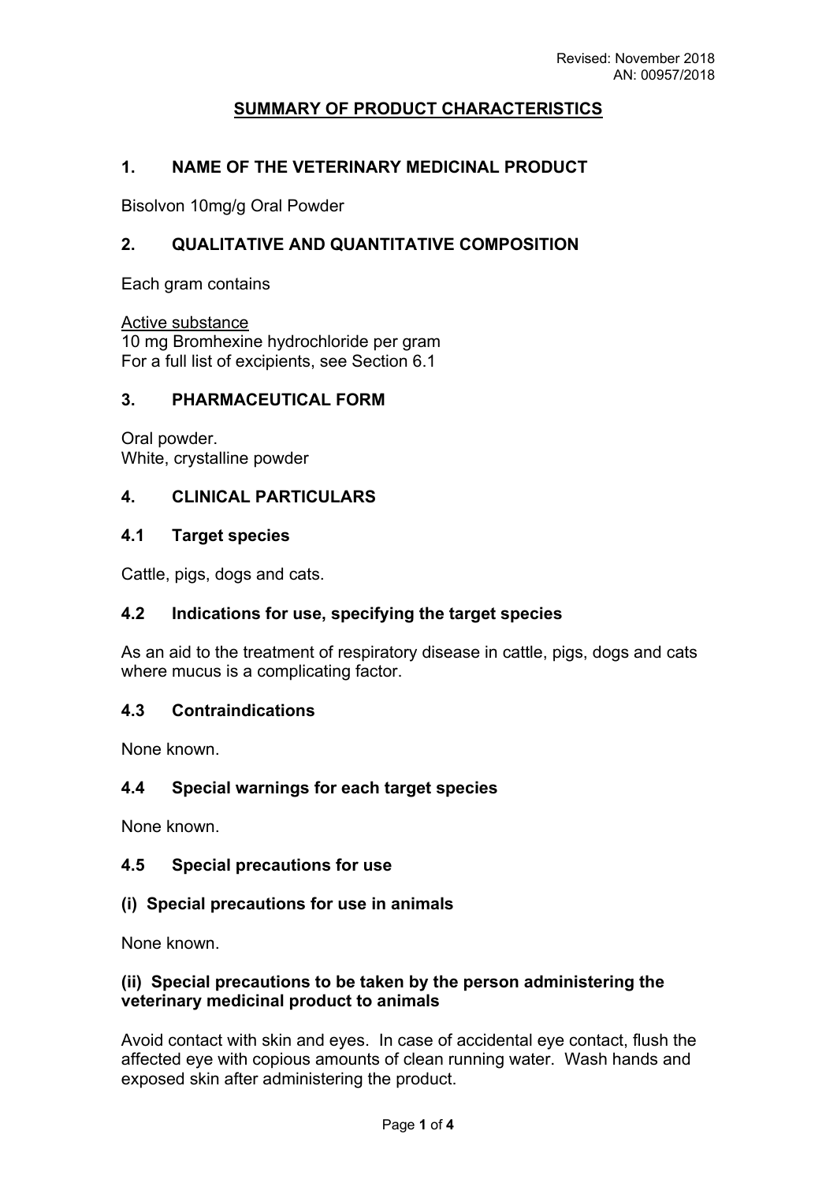Revised: November 2018
AN: 00957/2018

# SUMMARY OF PRODUCT CHARACTERISTICS

## 1. NAME OF THE VETERINARY MEDICINAL PRODUCT

Bisolvon 10mg/g Oral Powder

## 2. QUALITATIVE AND QUANTITATIVE COMPOSITION

Each gram contains

Active substance
10 mg Bromhexine hydrochloride per gram
For a full list of excipients, see Section 6.1

## 3. PHARMACEUTICAL FORM

Oral powder.
White, crystalline powder

## 4. CLINICAL PARTICULARS

### 4.1 Target species

Cattle, pigs, dogs and cats.

### 4.2 Indications for use, specifying the target species

As an aid to the treatment of respiratory disease in cattle, pigs, dogs and cats where mucus is a complicating factor.

### 4.3 Contraindications

None known.

### 4.4 Special warnings for each target species

None known.

### 4.5 Special precautions for use

**(i) Special precautions for use in animals**

None known.

**(ii) Special precautions to be taken by the person administering the veterinary medicinal product to animals**

Avoid contact with skin and eyes. In case of accidental eye contact, flush the affected eye with copious amounts of clean running water. Wash hands and exposed skin after administering the product.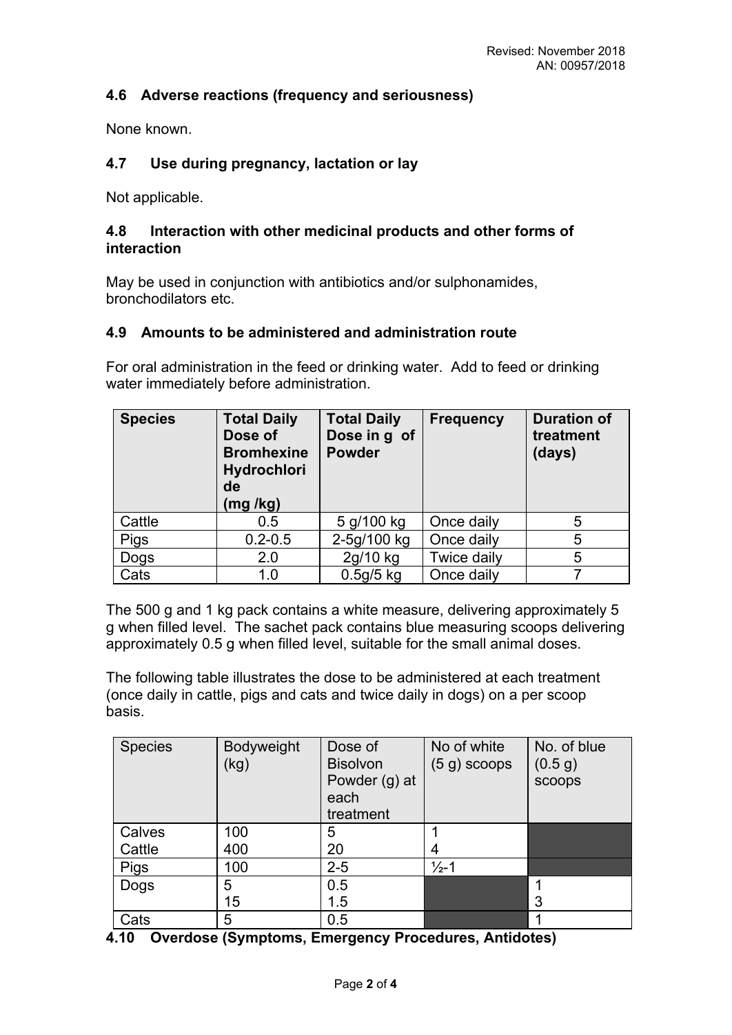### 4.6 Adverse reactions (frequency and seriousness)

None known.

### 4.7 Use during pregnancy, lactation or lay

Not applicable.

### 4.8 Interaction with other medicinal products and other forms of interaction

May be used in conjunction with antibiotics and/or sulphonamides, bronchodilators etc.

### 4.9 Amounts to be administered and administration route

For oral administration in the feed or drinking water. Add to feed or drinking water immediately before administration.

| Species | Total Daily Dose of Bromhexine Hydrochloride (mg /kg) | Total Daily Dose in g of Powder | Frequency | Duration of treatment (days) |
|---|---|---|---|---|
| Cattle | 0.5 | 5 g/100 kg | Once daily | 5 |
| Pigs | 0.2-0.5 | 2-5g/100 kg | Once daily | 5 |
| Dogs | 2.0 | 2g/10 kg | Twice daily | 5 |
| Cats | 1.0 | 0.5g/5 kg | Once daily | 7 |

The 500 g and 1 kg pack contains a white measure, delivering approximately 5 g when filled level. The sachet pack contains blue measuring scoops delivering approximately 0.5 g when filled level, suitable for the small animal doses.

The following table illustrates the dose to be administered at each treatment (once daily in cattle, pigs and cats and twice daily in dogs) on a per scoop basis.

| Species | Bodyweight (kg) | Dose of Bisolvon Powder (g) at each treatment | No of white (5 g) scoops | No. of blue (0.5 g) scoops |
|---|---|---|---|---|
| Calves | 100 | 5 | 1 | |
| Cattle | 400 | 20 | 4 | |
| Pigs | 100 | 2-5 | ½-1 | |
| Dogs | 5 | 0.5 | | 1 |
| | 15 | 1.5 | | 3 |
| Cats | 5 | 0.5 | | 1 |

### 4.10 Overdose (Symptoms, Emergency Procedures, Antidotes)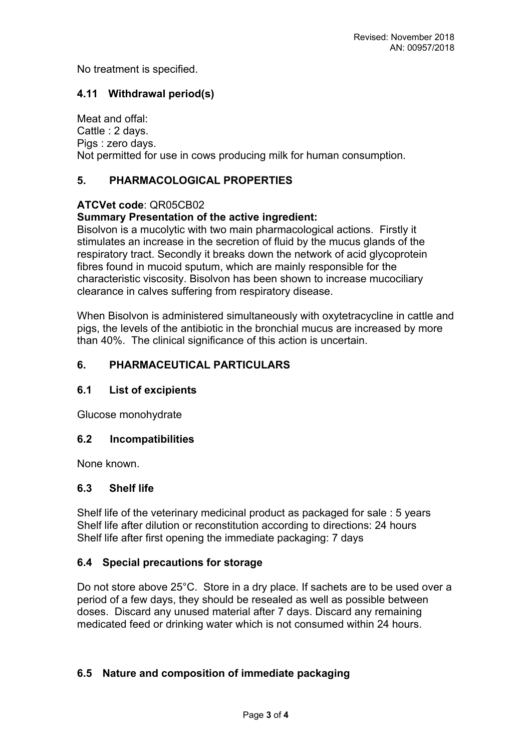No treatment is specified.

### 4.11 Withdrawal period(s)

Meat and offal:
Cattle : 2 days.
Pigs : zero days.
Not permitted for use in cows producing milk for human consumption.

## 5. PHARMACOLOGICAL PROPERTIES

**ATCVet code**: QR05CB02

**Summary Presentation of the active ingredient:**

Bisolvon is a mucolytic with two main pharmacological actions. Firstly it stimulates an increase in the secretion of fluid by the mucus glands of the respiratory tract. Secondly it breaks down the network of acid glycoprotein fibres found in mucoid sputum, which are mainly responsible for the characteristic viscosity. Bisolvon has been shown to increase mucociliary clearance in calves suffering from respiratory disease.

When Bisolvon is administered simultaneously with oxytetracycline in cattle and pigs, the levels of the antibiotic in the bronchial mucus are increased by more than 40%. The clinical significance of this action is uncertain.

## 6. PHARMACEUTICAL PARTICULARS

### 6.1 List of excipients

Glucose monohydrate

### 6.2 Incompatibilities

None known.

### 6.3 Shelf life

Shelf life of the veterinary medicinal product as packaged for sale : 5 years
Shelf life after dilution or reconstitution according to directions: 24 hours
Shelf life after first opening the immediate packaging: 7 days

### 6.4 Special precautions for storage

Do not store above 25°C. Store in a dry place. If sachets are to be used over a period of a few days, they should be resealed as well as possible between doses. Discard any unused material after 7 days. Discard any remaining medicated feed or drinking water which is not consumed within 24 hours.

### 6.5 Nature and composition of immediate packaging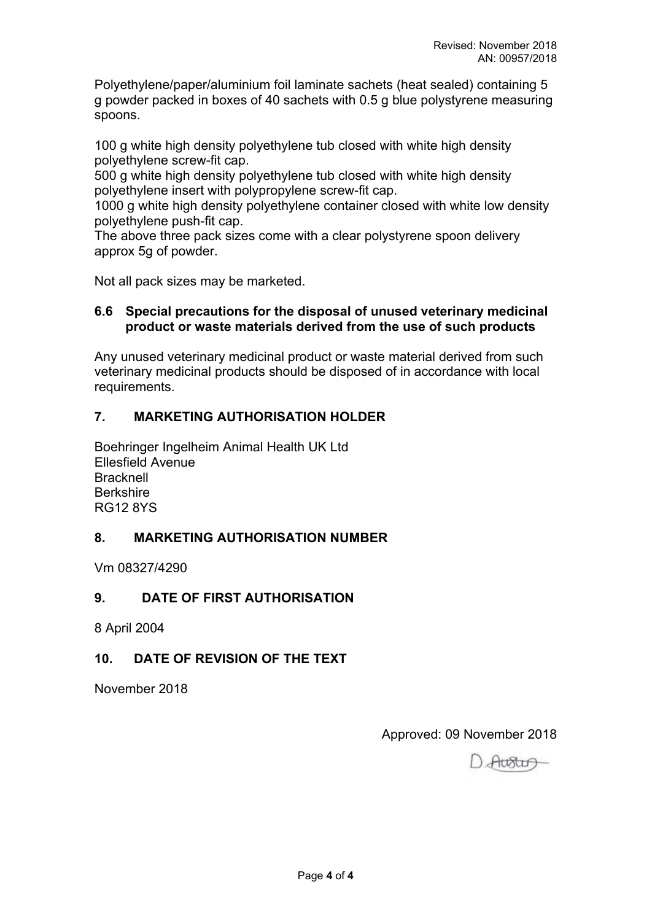Polyethylene/paper/aluminium foil laminate sachets (heat sealed) containing 5 g powder packed in boxes of 40 sachets with 0.5 g blue polystyrene measuring spoons.

100 g white high density polyethylene tub closed with white high density polyethylene screw-fit cap.
500 g white high density polyethylene tub closed with white high density polyethylene insert with polypropylene screw-fit cap.
1000 g white high density polyethylene container closed with white low density polyethylene push-fit cap.
The above three pack sizes come with a clear polystyrene spoon delivery approx 5g of powder.

Not all pack sizes may be marketed.

### 6.6 Special precautions for the disposal of unused veterinary medicinal product or waste materials derived from the use of such products

Any unused veterinary medicinal product or waste material derived from such veterinary medicinal products should be disposed of in accordance with local requirements.

## 7. MARKETING AUTHORISATION HOLDER

Boehringer Ingelheim Animal Health UK Ltd
Ellesfield Avenue
Bracknell
Berkshire
RG12 8YS

## 8. MARKETING AUTHORISATION NUMBER

Vm 08327/4290

## 9. DATE OF FIRST AUTHORISATION

8 April 2004

## 10. DATE OF REVISION OF THE TEXT

November 2018

Approved: 09 November 2018

D. Austin